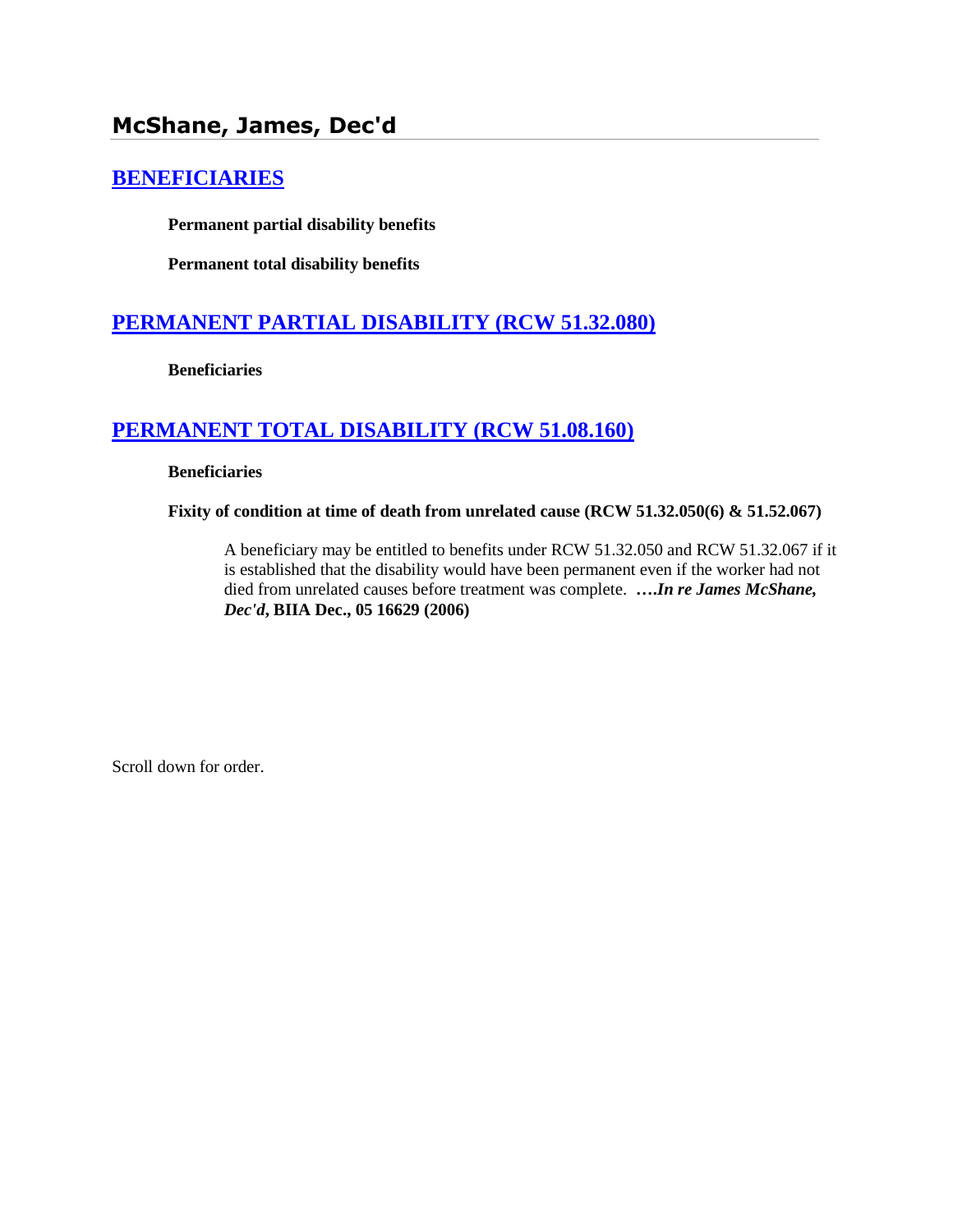## McShane, James, Dec'd

## [BENEFICIARIES]

**Permanent partial disability benefits**

**Permanent total disability benefits**

## [PERMANENT PARTIAL DISABILITY (RCW 51.32.080)]

**Beneficiaries**

## [PERMANENT TOTAL DISABILITY (RCW 51.08.160)]

**Beneficiaries**

**Fixity of condition at time of death from unrelated cause (RCW 51.32.050(6) & 51.52.067)**

A beneficiary may be entitled to benefits under RCW 51.32.050 and RCW 51.32.067 if it is established that the disability would have been permanent even if the worker had not died from unrelated causes before treatment was complete. **….*In re James McShane, Dec'd*, BIIA Dec., 05 16629 (2006)**

Scroll down for order.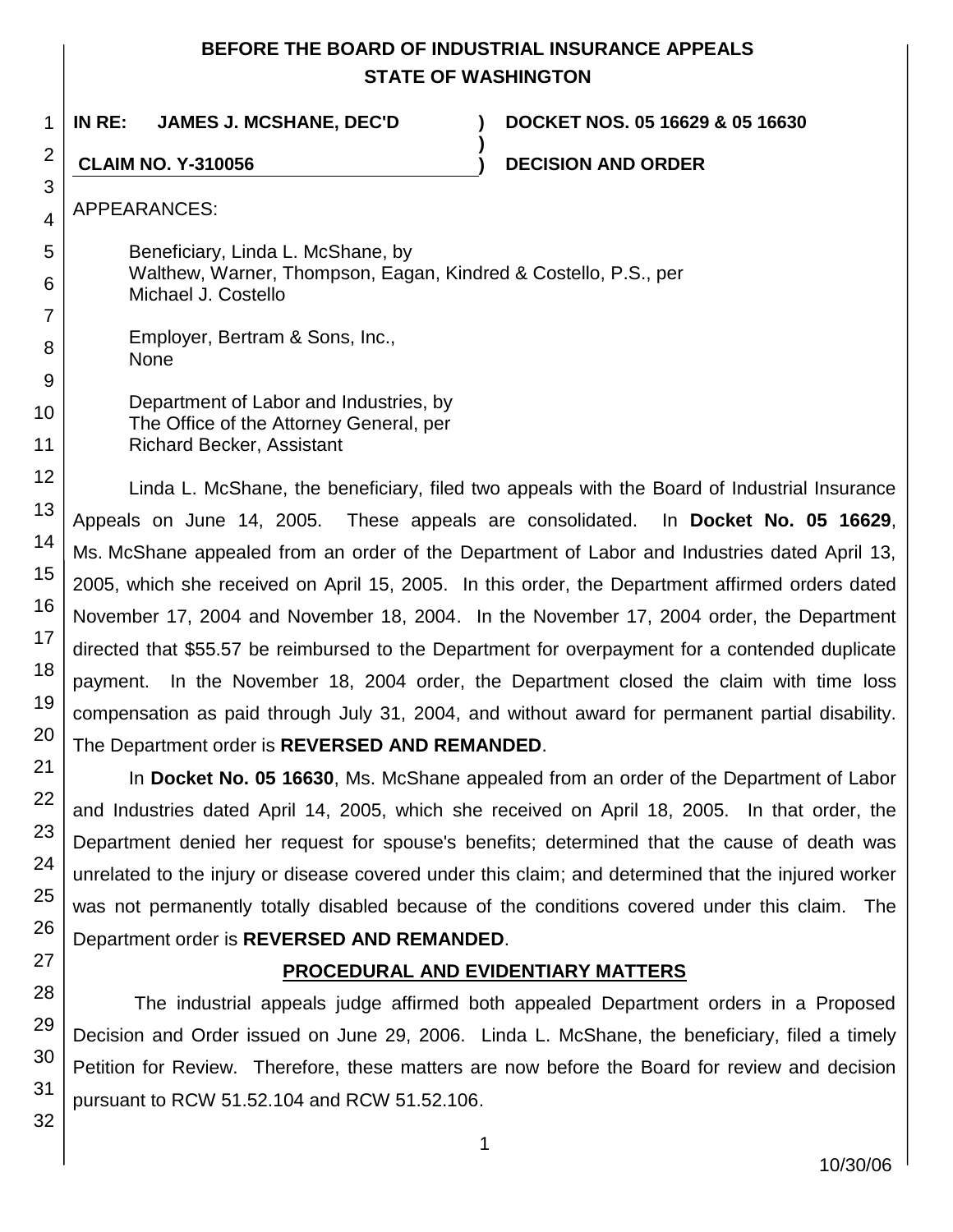# BEFORE THE BOARD OF INDUSTRIAL INSURANCE APPEALS
# STATE OF WASHINGTON

**IN RE: JAMES J. MCSHANE, DEC'D** ) **DOCKET NOS. 05 16629 & 05 16630**

**CLAIM NO. Y-310056** ) **DECISION AND ORDER**

APPEARANCES:

Beneficiary, Linda L. McShane, by
Walthew, Warner, Thompson, Eagan, Kindred & Costello, P.S., per
Michael J. Costello

Employer, Bertram & Sons, Inc.,
None

Department of Labor and Industries, by
The Office of the Attorney General, per
Richard Becker, Assistant

Linda L. McShane, the beneficiary, filed two appeals with the Board of Industrial Insurance Appeals on June 14, 2005. These appeals are consolidated. In **Docket No. 05 16629**, Ms. McShane appealed from an order of the Department of Labor and Industries dated April 13, 2005, which she received on April 15, 2005. In this order, the Department affirmed orders dated November 17, 2004 and November 18, 2004. In the November 17, 2004 order, the Department directed that $55.57 be reimbursed to the Department for overpayment for a contended duplicate payment. In the November 18, 2004 order, the Department closed the claim with time loss compensation as paid through July 31, 2004, and without award for permanent partial disability. The Department order is **REVERSED AND REMANDED**.

In **Docket No. 05 16630**, Ms. McShane appealed from an order of the Department of Labor and Industries dated April 14, 2005, which she received on April 18, 2005. In that order, the Department denied her request for spouse's benefits; determined that the cause of death was unrelated to the injury or disease covered under this claim; and determined that the injured worker was not permanently totally disabled because of the conditions covered under this claim. The Department order is **REVERSED AND REMANDED**.

## PROCEDURAL AND EVIDENTIARY MATTERS

The industrial appeals judge affirmed both appealed Department orders in a Proposed Decision and Order issued on June 29, 2006. Linda L. McShane, the beneficiary, filed a timely Petition for Review. Therefore, these matters are now before the Board for review and decision pursuant to RCW 51.52.104 and RCW 51.52.106.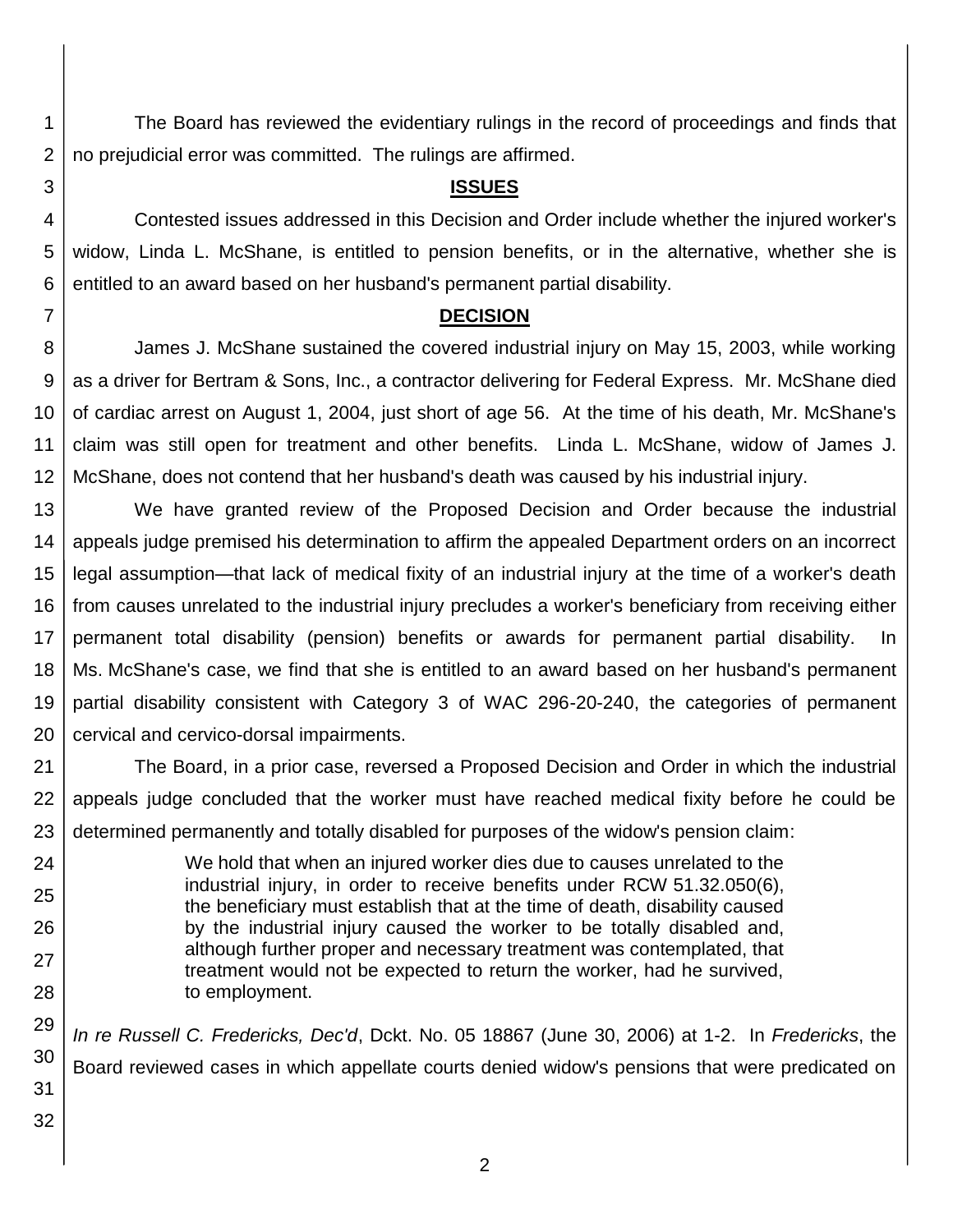The Board has reviewed the evidentiary rulings in the record of proceedings and finds that no prejudicial error was committed. The rulings are affirmed.

## ISSUES

Contested issues addressed in this Decision and Order include whether the injured worker's widow, Linda L. McShane, is entitled to pension benefits, or in the alternative, whether she is entitled to an award based on her husband's permanent partial disability.

## DECISION

James J. McShane sustained the covered industrial injury on May 15, 2003, while working as a driver for Bertram & Sons, Inc., a contractor delivering for Federal Express. Mr. McShane died of cardiac arrest on August 1, 2004, just short of age 56. At the time of his death, Mr. McShane's claim was still open for treatment and other benefits. Linda L. McShane, widow of James J. McShane, does not contend that her husband's death was caused by his industrial injury.

We have granted review of the Proposed Decision and Order because the industrial appeals judge premised his determination to affirm the appealed Department orders on an incorrect legal assumption—that lack of medical fixity of an industrial injury at the time of a worker's death from causes unrelated to the industrial injury precludes a worker's beneficiary from receiving either permanent total disability (pension) benefits or awards for permanent partial disability. In Ms. McShane's case, we find that she is entitled to an award based on her husband's permanent partial disability consistent with Category 3 of WAC 296-20-240, the categories of permanent cervical and cervico-dorsal impairments.

The Board, in a prior case, reversed a Proposed Decision and Order in which the industrial appeals judge concluded that the worker must have reached medical fixity before he could be determined permanently and totally disabled for purposes of the widow's pension claim:

> We hold that when an injured worker dies due to causes unrelated to the industrial injury, in order to receive benefits under RCW 51.32.050(6), the beneficiary must establish that at the time of death, disability caused by the industrial injury caused the worker to be totally disabled and, although further proper and necessary treatment was contemplated, that treatment would not be expected to return the worker, had he survived, to employment.

*In re Russell C. Fredericks, Dec'd*, Dckt. No. 05 18867 (June 30, 2006) at 1-2. In *Fredericks*, the Board reviewed cases in which appellate courts denied widow's pensions that were predicated on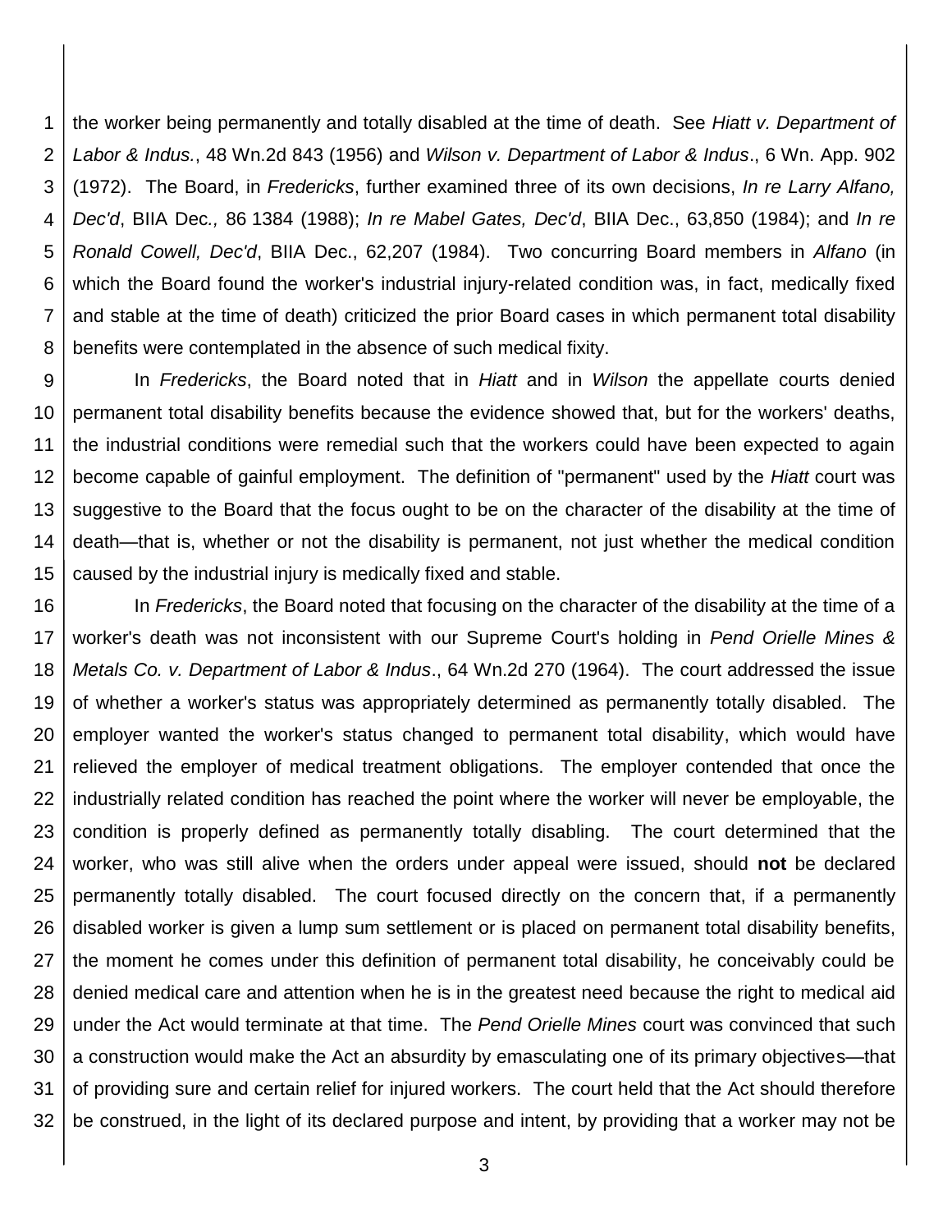the worker being permanently and totally disabled at the time of death. See *Hiatt v. Department of Labor & Indus.*, 48 Wn.2d 843 (1956) and *Wilson v. Department of Labor & Indus*., 6 Wn. App. 902 (1972). The Board, in *Fredericks*, further examined three of its own decisions, *In re Larry Alfano, Dec'd*, BIIA Dec*.,* 86 1384 (1988); *In re Mabel Gates, Dec'd*, BIIA Dec., 63,850 (1984); and *In re Ronald Cowell, Dec'd*, BIIA Dec., 62,207 (1984). Two concurring Board members in *Alfano* (in which the Board found the worker's industrial injury-related condition was, in fact, medically fixed and stable at the time of death) criticized the prior Board cases in which permanent total disability benefits were contemplated in the absence of such medical fixity.

In *Fredericks*, the Board noted that in *Hiatt* and in *Wilson* the appellate courts denied permanent total disability benefits because the evidence showed that, but for the workers' deaths, the industrial conditions were remedial such that the workers could have been expected to again become capable of gainful employment. The definition of "permanent" used by the *Hiatt* court was suggestive to the Board that the focus ought to be on the character of the disability at the time of death—that is, whether or not the disability is permanent, not just whether the medical condition caused by the industrial injury is medically fixed and stable.

In *Fredericks*, the Board noted that focusing on the character of the disability at the time of a worker's death was not inconsistent with our Supreme Court's holding in *Pend Orielle Mines & Metals Co. v. Department of Labor & Indus*., 64 Wn.2d 270 (1964). The court addressed the issue of whether a worker's status was appropriately determined as permanently totally disabled. The employer wanted the worker's status changed to permanent total disability, which would have relieved the employer of medical treatment obligations. The employer contended that once the industrially related condition has reached the point where the worker will never be employable, the condition is properly defined as permanently totally disabling. The court determined that the worker, who was still alive when the orders under appeal were issued, should **not** be declared permanently totally disabled. The court focused directly on the concern that, if a permanently disabled worker is given a lump sum settlement or is placed on permanent total disability benefits, the moment he comes under this definition of permanent total disability, he conceivably could be denied medical care and attention when he is in the greatest need because the right to medical aid under the Act would terminate at that time. The *Pend Orielle Mines* court was convinced that such a construction would make the Act an absurdity by emasculating one of its primary objectives—that of providing sure and certain relief for injured workers. The court held that the Act should therefore be construed, in the light of its declared purpose and intent, by providing that a worker may not be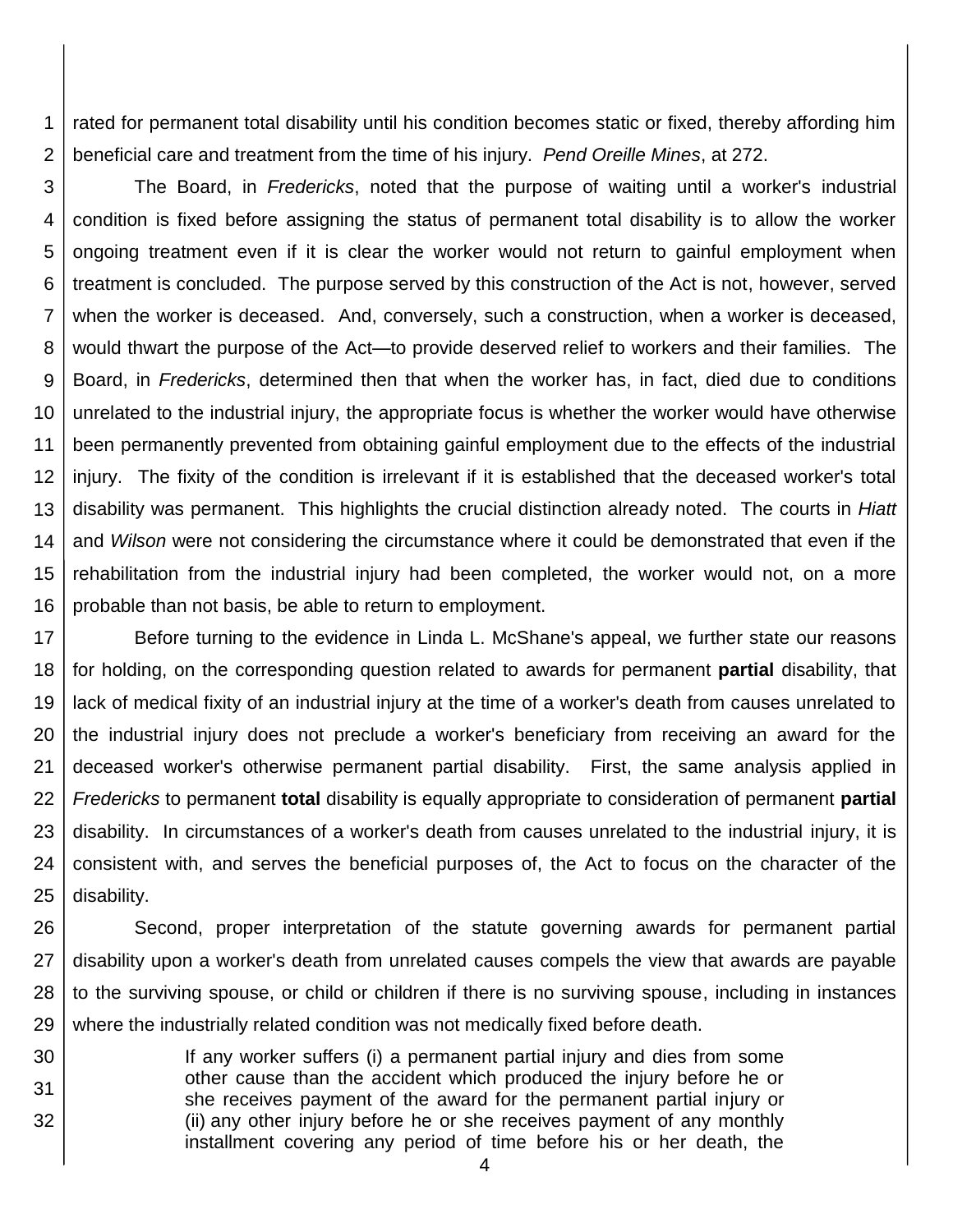rated for permanent total disability until his condition becomes static or fixed, thereby affording him beneficial care and treatment from the time of his injury. *Pend Oreille Mines*, at 272.

The Board, in *Fredericks*, noted that the purpose of waiting until a worker's industrial condition is fixed before assigning the status of permanent total disability is to allow the worker ongoing treatment even if it is clear the worker would not return to gainful employment when treatment is concluded. The purpose served by this construction of the Act is not, however, served when the worker is deceased. And, conversely, such a construction, when a worker is deceased, would thwart the purpose of the Act—to provide deserved relief to workers and their families. The Board, in *Fredericks*, determined then that when the worker has, in fact, died due to conditions unrelated to the industrial injury, the appropriate focus is whether the worker would have otherwise been permanently prevented from obtaining gainful employment due to the effects of the industrial injury. The fixity of the condition is irrelevant if it is established that the deceased worker's total disability was permanent. This highlights the crucial distinction already noted. The courts in *Hiatt* and *Wilson* were not considering the circumstance where it could be demonstrated that even if the rehabilitation from the industrial injury had been completed, the worker would not, on a more probable than not basis, be able to return to employment.

Before turning to the evidence in Linda L. McShane's appeal, we further state our reasons for holding, on the corresponding question related to awards for permanent **partial** disability, that lack of medical fixity of an industrial injury at the time of a worker's death from causes unrelated to the industrial injury does not preclude a worker's beneficiary from receiving an award for the deceased worker's otherwise permanent partial disability. First, the same analysis applied in *Fredericks* to permanent **total** disability is equally appropriate to consideration of permanent **partial** disability. In circumstances of a worker's death from causes unrelated to the industrial injury, it is consistent with, and serves the beneficial purposes of, the Act to focus on the character of the disability.

Second, proper interpretation of the statute governing awards for permanent partial disability upon a worker's death from unrelated causes compels the view that awards are payable to the surviving spouse, or child or children if there is no surviving spouse, including in instances where the industrially related condition was not medically fixed before death.

> If any worker suffers (i) a permanent partial injury and dies from some other cause than the accident which produced the injury before he or she receives payment of the award for the permanent partial injury or (ii) any other injury before he or she receives payment of any monthly installment covering any period of time before his or her death, the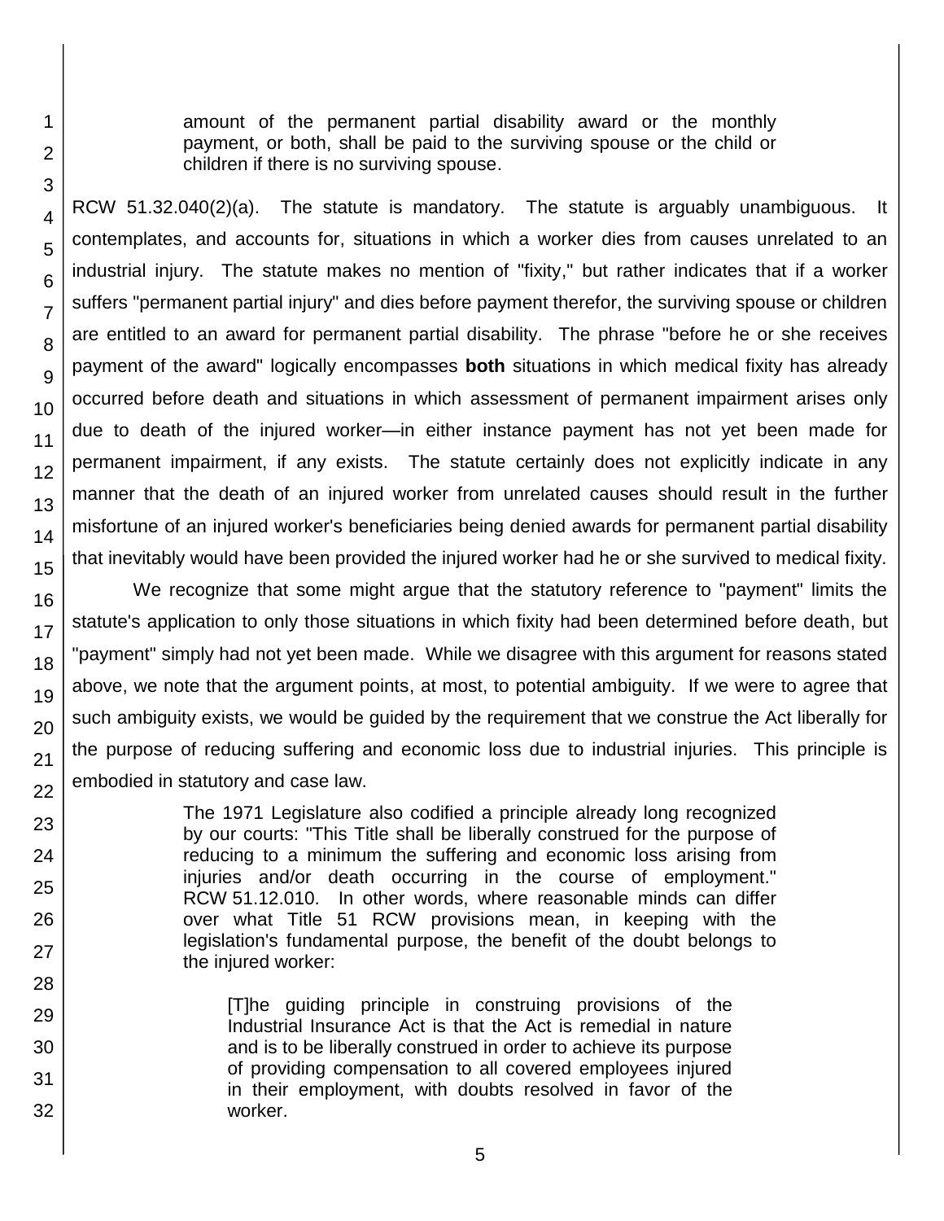> amount of the permanent partial disability award or the monthly payment, or both, shall be paid to the surviving spouse or the child or children if there is no surviving spouse.

RCW 51.32.040(2)(a). The statute is mandatory. The statute is arguably unambiguous. It contemplates, and accounts for, situations in which a worker dies from causes unrelated to an industrial injury. The statute makes no mention of "fixity," but rather indicates that if a worker suffers "permanent partial injury" and dies before payment therefor, the surviving spouse or children are entitled to an award for permanent partial disability. The phrase "before he or she receives payment of the award" logically encompasses **both** situations in which medical fixity has already occurred before death and situations in which assessment of permanent impairment arises only due to death of the injured worker—in either instance payment has not yet been made for permanent impairment, if any exists. The statute certainly does not explicitly indicate in any manner that the death of an injured worker from unrelated causes should result in the further misfortune of an injured worker's beneficiaries being denied awards for permanent partial disability that inevitably would have been provided the injured worker had he or she survived to medical fixity.

We recognize that some might argue that the statutory reference to "payment" limits the statute's application to only those situations in which fixity had been determined before death, but "payment" simply had not yet been made. While we disagree with this argument for reasons stated above, we note that the argument points, at most, to potential ambiguity. If we were to agree that such ambiguity exists, we would be guided by the requirement that we construe the Act liberally for the purpose of reducing suffering and economic loss due to industrial injuries. This principle is embodied in statutory and case law.

> The 1971 Legislature also codified a principle already long recognized by our courts: "This Title shall be liberally construed for the purpose of reducing to a minimum the suffering and economic loss arising from injuries and/or death occurring in the course of employment." RCW 51.12.010. In other words, where reasonable minds can differ over what Title 51 RCW provisions mean, in keeping with the legislation's fundamental purpose, the benefit of the doubt belongs to the injured worker:
>
> > [T]he guiding principle in construing provisions of the Industrial Insurance Act is that the Act is remedial in nature and is to be liberally construed in order to achieve its purpose of providing compensation to all covered employees injured in their employment, with doubts resolved in favor of the worker.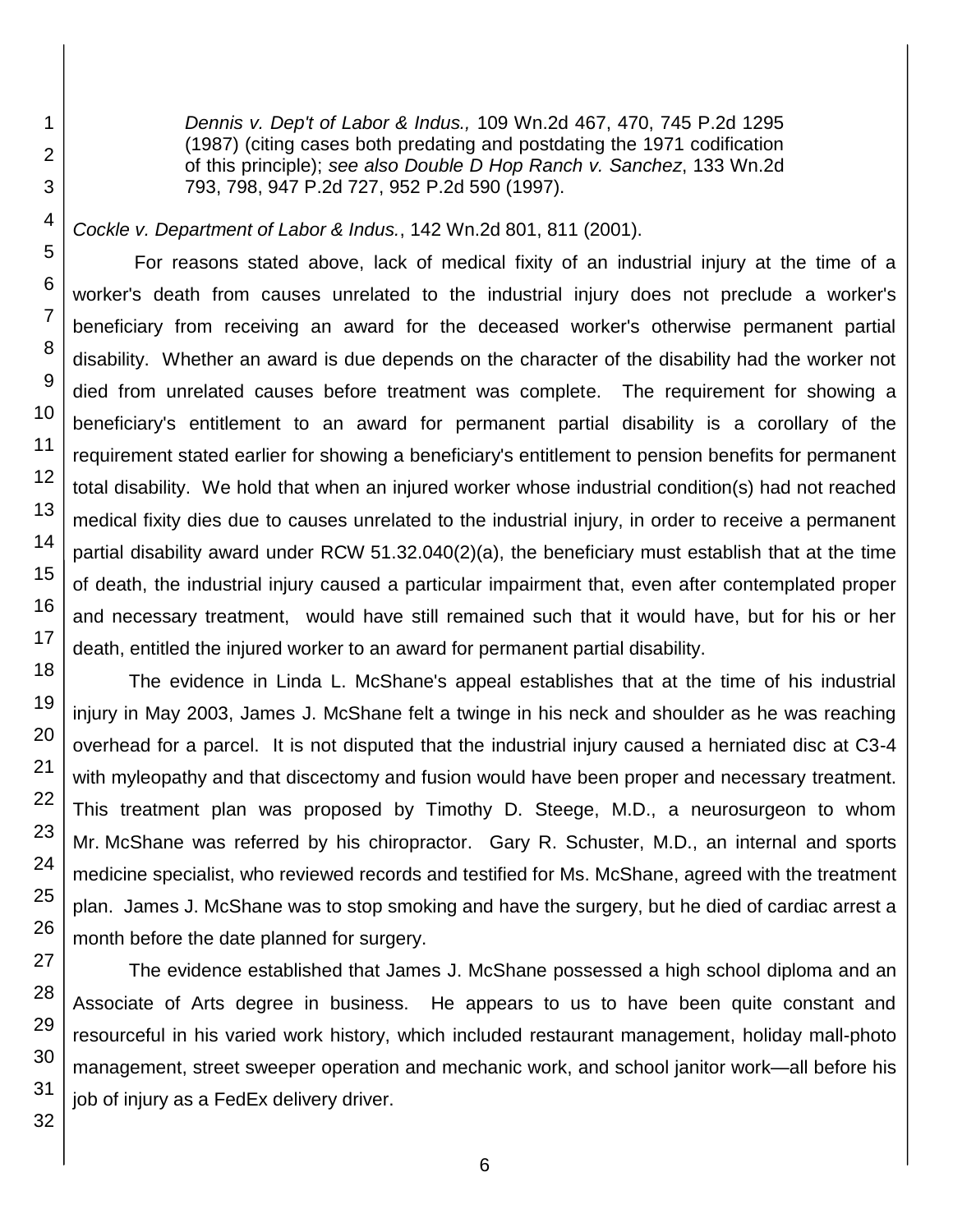> *Dennis v. Dep't of Labor & Indus.,* 109 Wn.2d 467, 470, 745 P.2d 1295 (1987) (citing cases both predating and postdating the 1971 codification of this principle); *see also Double D Hop Ranch v. Sanchez*, 133 Wn.2d 793, 798, 947 P.2d 727, 952 P.2d 590 (1997).

*Cockle v. Department of Labor & Indus.*, 142 Wn.2d 801, 811 (2001).

For reasons stated above, lack of medical fixity of an industrial injury at the time of a worker's death from causes unrelated to the industrial injury does not preclude a worker's beneficiary from receiving an award for the deceased worker's otherwise permanent partial disability. Whether an award is due depends on the character of the disability had the worker not died from unrelated causes before treatment was complete. The requirement for showing a beneficiary's entitlement to an award for permanent partial disability is a corollary of the requirement stated earlier for showing a beneficiary's entitlement to pension benefits for permanent total disability. We hold that when an injured worker whose industrial condition(s) had not reached medical fixity dies due to causes unrelated to the industrial injury, in order to receive a permanent partial disability award under RCW 51.32.040(2)(a), the beneficiary must establish that at the time of death, the industrial injury caused a particular impairment that, even after contemplated proper and necessary treatment, would have still remained such that it would have, but for his or her death, entitled the injured worker to an award for permanent partial disability.

The evidence in Linda L. McShane's appeal establishes that at the time of his industrial injury in May 2003, James J. McShane felt a twinge in his neck and shoulder as he was reaching overhead for a parcel. It is not disputed that the industrial injury caused a herniated disc at C3-4 with myleopathy and that discectomy and fusion would have been proper and necessary treatment. This treatment plan was proposed by Timothy D. Steege, M.D., a neurosurgeon to whom Mr. McShane was referred by his chiropractor. Gary R. Schuster, M.D., an internal and sports medicine specialist, who reviewed records and testified for Ms. McShane, agreed with the treatment plan. James J. McShane was to stop smoking and have the surgery, but he died of cardiac arrest a month before the date planned for surgery.

The evidence established that James J. McShane possessed a high school diploma and an Associate of Arts degree in business. He appears to us to have been quite constant and resourceful in his varied work history, which included restaurant management, holiday mall-photo management, street sweeper operation and mechanic work, and school janitor work—all before his job of injury as a FedEx delivery driver.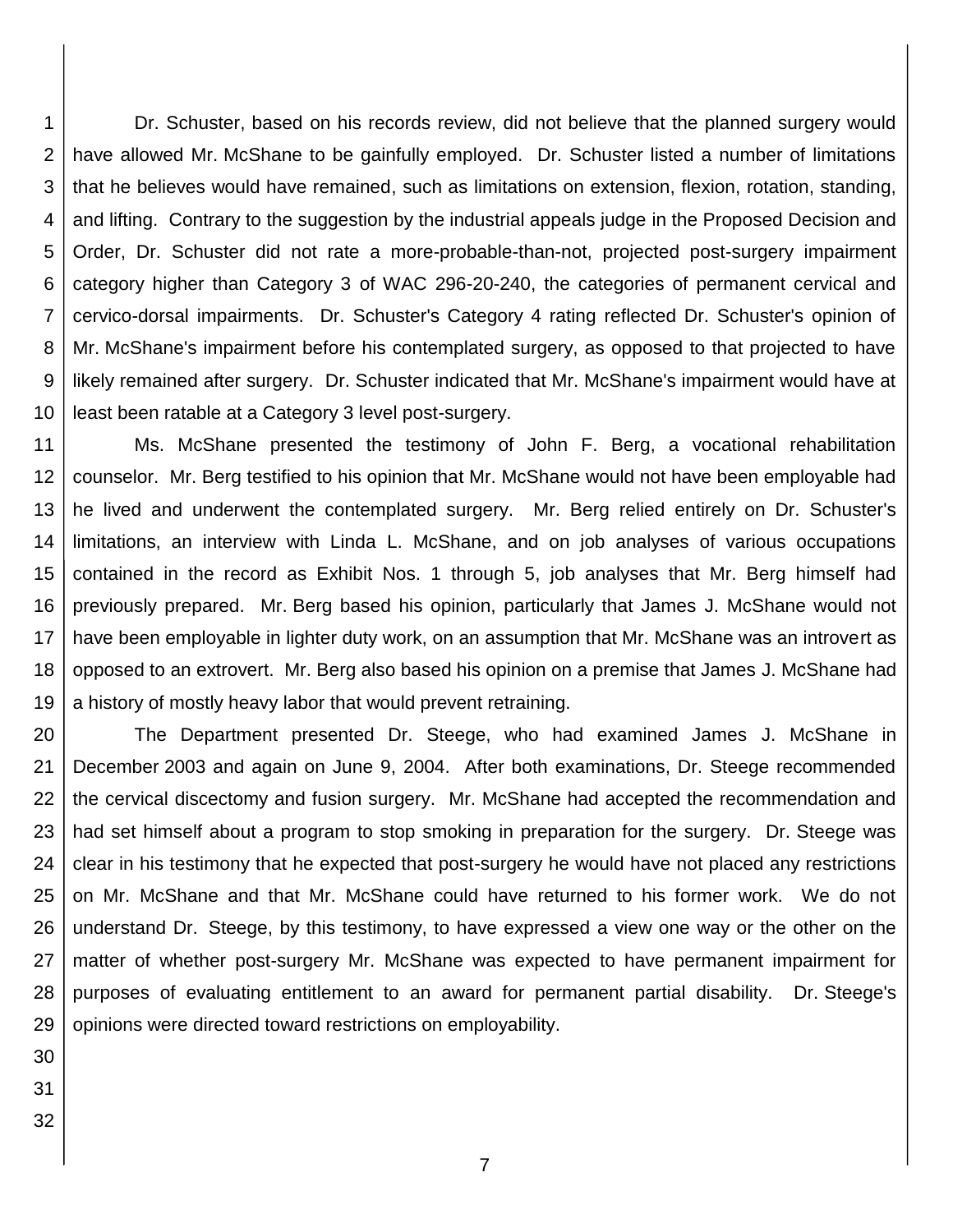Dr. Schuster, based on his records review, did not believe that the planned surgery would have allowed Mr. McShane to be gainfully employed. Dr. Schuster listed a number of limitations that he believes would have remained, such as limitations on extension, flexion, rotation, standing, and lifting. Contrary to the suggestion by the industrial appeals judge in the Proposed Decision and Order, Dr. Schuster did not rate a more-probable-than-not, projected post-surgery impairment category higher than Category 3 of WAC 296-20-240, the categories of permanent cervical and cervico-dorsal impairments. Dr. Schuster's Category 4 rating reflected Dr. Schuster's opinion of Mr. McShane's impairment before his contemplated surgery, as opposed to that projected to have likely remained after surgery. Dr. Schuster indicated that Mr. McShane's impairment would have at least been ratable at a Category 3 level post-surgery.

Ms. McShane presented the testimony of John F. Berg, a vocational rehabilitation counselor. Mr. Berg testified to his opinion that Mr. McShane would not have been employable had he lived and underwent the contemplated surgery. Mr. Berg relied entirely on Dr. Schuster's limitations, an interview with Linda L. McShane, and on job analyses of various occupations contained in the record as Exhibit Nos. 1 through 5, job analyses that Mr. Berg himself had previously prepared. Mr. Berg based his opinion, particularly that James J. McShane would not have been employable in lighter duty work, on an assumption that Mr. McShane was an introvert as opposed to an extrovert. Mr. Berg also based his opinion on a premise that James J. McShane had a history of mostly heavy labor that would prevent retraining.

The Department presented Dr. Steege, who had examined James J. McShane in December 2003 and again on June 9, 2004. After both examinations, Dr. Steege recommended the cervical discectomy and fusion surgery. Mr. McShane had accepted the recommendation and had set himself about a program to stop smoking in preparation for the surgery. Dr. Steege was clear in his testimony that he expected that post-surgery he would have not placed any restrictions on Mr. McShane and that Mr. McShane could have returned to his former work. We do not understand Dr. Steege, by this testimony, to have expressed a view one way or the other on the matter of whether post-surgery Mr. McShane was expected to have permanent impairment for purposes of evaluating entitlement to an award for permanent partial disability. Dr. Steege's opinions were directed toward restrictions on employability.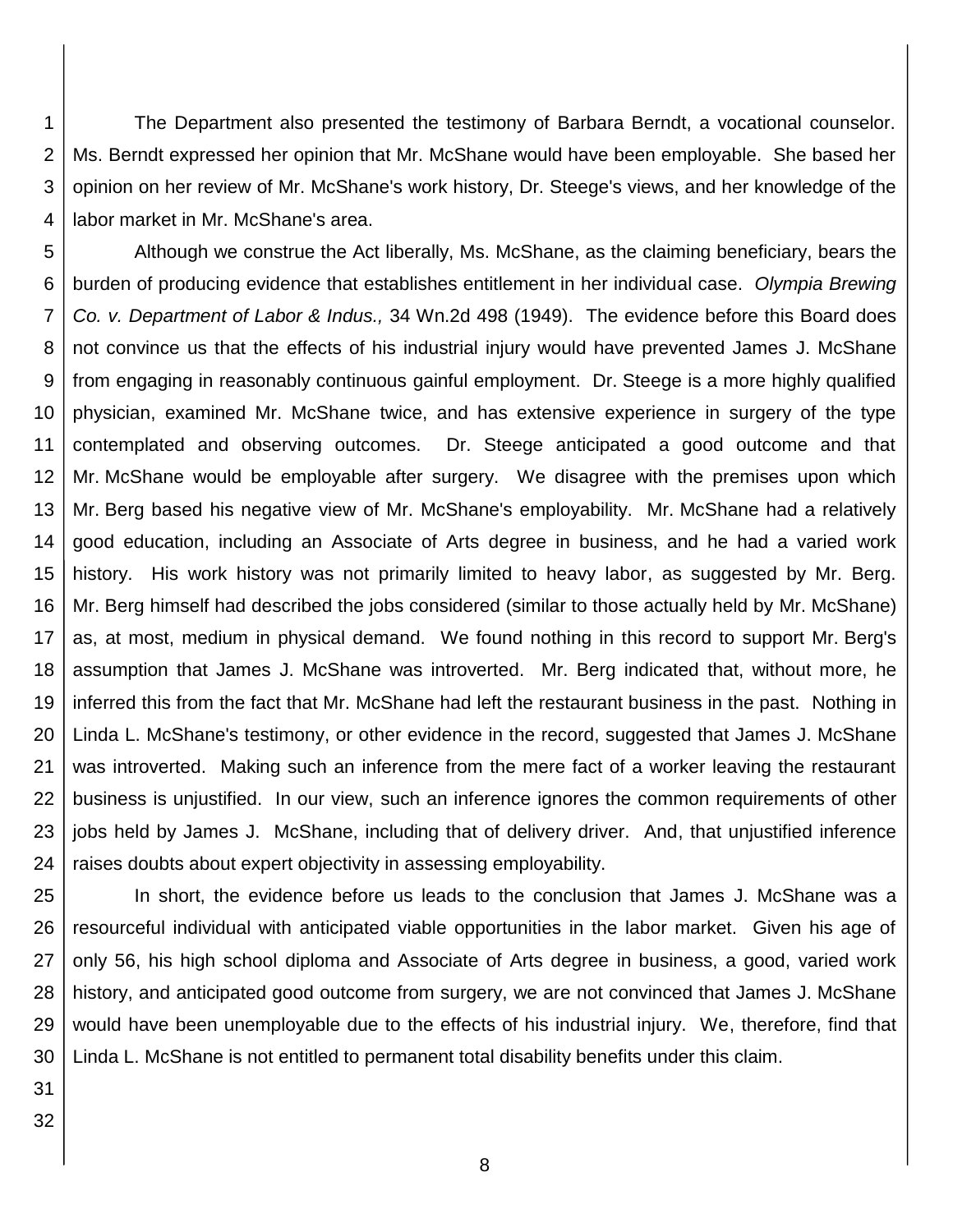The Department also presented the testimony of Barbara Berndt, a vocational counselor. Ms. Berndt expressed her opinion that Mr. McShane would have been employable. She based her opinion on her review of Mr. McShane's work history, Dr. Steege's views, and her knowledge of the labor market in Mr. McShane's area.

Although we construe the Act liberally, Ms. McShane, as the claiming beneficiary, bears the burden of producing evidence that establishes entitlement in her individual case. *Olympia Brewing Co. v. Department of Labor & Indus.,* 34 Wn.2d 498 (1949). The evidence before this Board does not convince us that the effects of his industrial injury would have prevented James J. McShane from engaging in reasonably continuous gainful employment. Dr. Steege is a more highly qualified physician, examined Mr. McShane twice, and has extensive experience in surgery of the type contemplated and observing outcomes. Dr. Steege anticipated a good outcome and that Mr. McShane would be employable after surgery. We disagree with the premises upon which Mr. Berg based his negative view of Mr. McShane's employability. Mr. McShane had a relatively good education, including an Associate of Arts degree in business, and he had a varied work history. His work history was not primarily limited to heavy labor, as suggested by Mr. Berg. Mr. Berg himself had described the jobs considered (similar to those actually held by Mr. McShane) as, at most, medium in physical demand. We found nothing in this record to support Mr. Berg's assumption that James J. McShane was introverted. Mr. Berg indicated that, without more, he inferred this from the fact that Mr. McShane had left the restaurant business in the past. Nothing in Linda L. McShane's testimony, or other evidence in the record, suggested that James J. McShane was introverted. Making such an inference from the mere fact of a worker leaving the restaurant business is unjustified. In our view, such an inference ignores the common requirements of other jobs held by James J. McShane, including that of delivery driver. And, that unjustified inference raises doubts about expert objectivity in assessing employability.

In short, the evidence before us leads to the conclusion that James J. McShane was a resourceful individual with anticipated viable opportunities in the labor market. Given his age of only 56, his high school diploma and Associate of Arts degree in business, a good, varied work history, and anticipated good outcome from surgery, we are not convinced that James J. McShane would have been unemployable due to the effects of his industrial injury. We, therefore, find that Linda L. McShane is not entitled to permanent total disability benefits under this claim.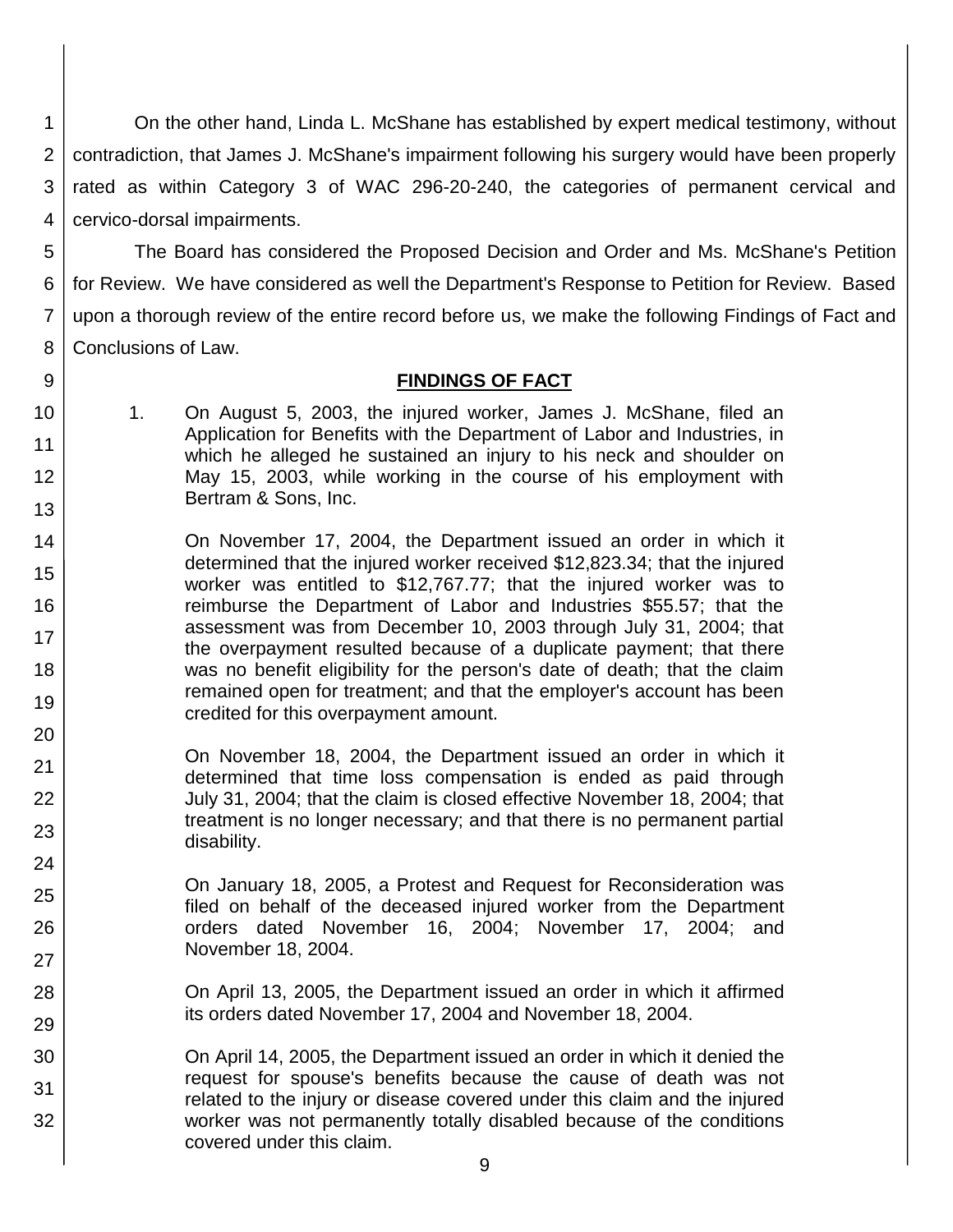On the other hand, Linda L. McShane has established by expert medical testimony, without contradiction, that James J. McShane's impairment following his surgery would have been properly rated as within Category 3 of WAC 296-20-240, the categories of permanent cervical and cervico-dorsal impairments.

The Board has considered the Proposed Decision and Order and Ms. McShane's Petition for Review. We have considered as well the Department's Response to Petition for Review. Based upon a thorough review of the entire record before us, we make the following Findings of Fact and Conclusions of Law.

## FINDINGS OF FACT

1. On August 5, 2003, the injured worker, James J. McShane, filed an Application for Benefits with the Department of Labor and Industries, in which he alleged he sustained an injury to his neck and shoulder on May 15, 2003, while working in the course of his employment with Bertram & Sons, Inc.

   On November 17, 2004, the Department issued an order in which it determined that the injured worker received $12,823.34; that the injured worker was entitled to $12,767.77; that the injured worker was to reimburse the Department of Labor and Industries $55.57; that the assessment was from December 10, 2003 through July 31, 2004; that the overpayment resulted because of a duplicate payment; that there was no benefit eligibility for the person's date of death; that the claim remained open for treatment; and that the employer's account has been credited for this overpayment amount.

   On November 18, 2004, the Department issued an order in which it determined that time loss compensation is ended as paid through July 31, 2004; that the claim is closed effective November 18, 2004; that treatment is no longer necessary; and that there is no permanent partial disability.

   On January 18, 2005, a Protest and Request for Reconsideration was filed on behalf of the deceased injured worker from the Department orders dated November 16, 2004; November 17, 2004; and November 18, 2004.

   On April 13, 2005, the Department issued an order in which it affirmed its orders dated November 17, 2004 and November 18, 2004.

   On April 14, 2005, the Department issued an order in which it denied the request for spouse's benefits because the cause of death was not related to the injury or disease covered under this claim and the injured worker was not permanently totally disabled because of the conditions covered under this claim.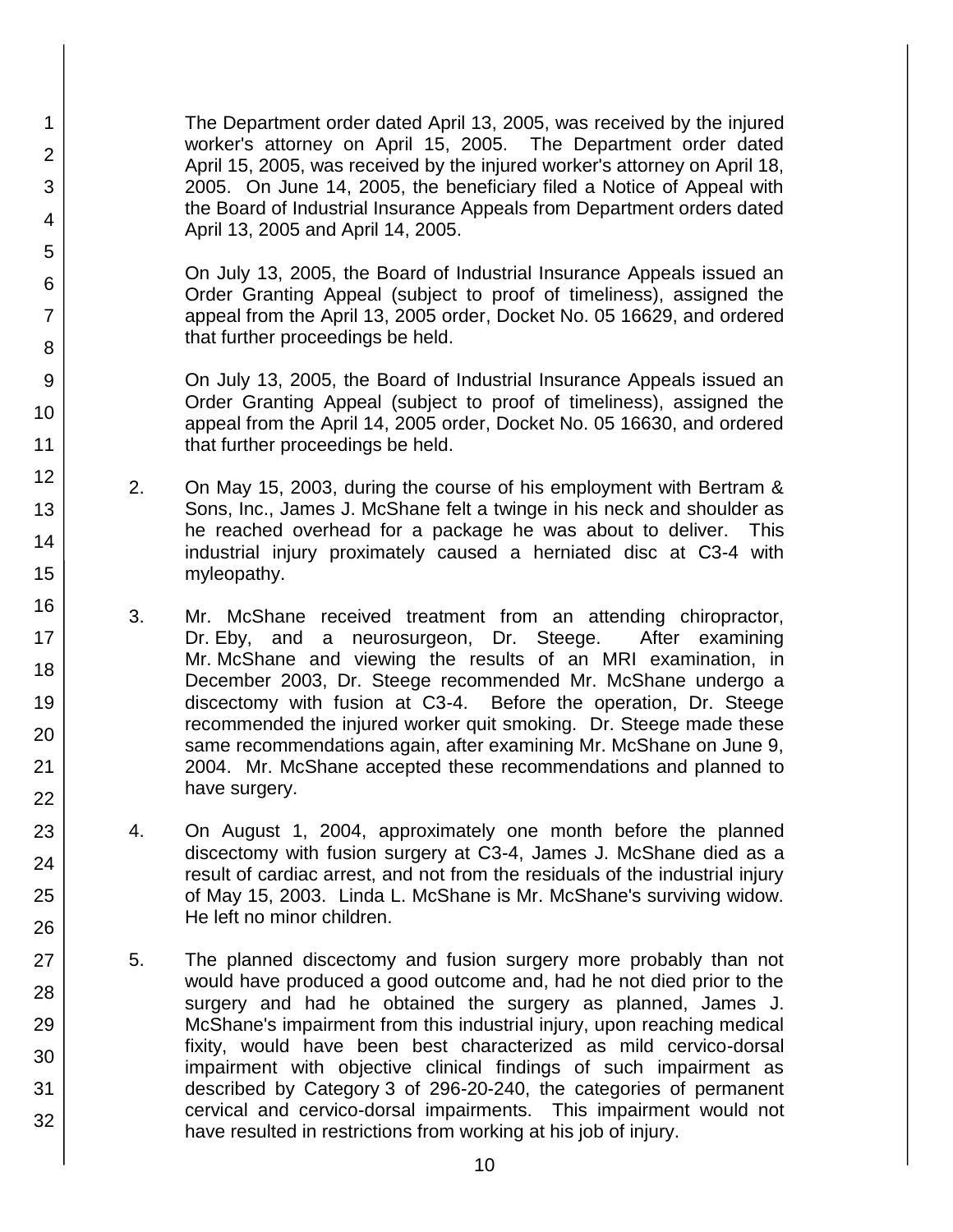The Department order dated April 13, 2005, was received by the injured worker's attorney on April 15, 2005. The Department order dated April 15, 2005, was received by the injured worker's attorney on April 18, 2005. On June 14, 2005, the beneficiary filed a Notice of Appeal with the Board of Industrial Insurance Appeals from Department orders dated April 13, 2005 and April 14, 2005.

On July 13, 2005, the Board of Industrial Insurance Appeals issued an Order Granting Appeal (subject to proof of timeliness), assigned the appeal from the April 13, 2005 order, Docket No. 05 16629, and ordered that further proceedings be held.

On July 13, 2005, the Board of Industrial Insurance Appeals issued an Order Granting Appeal (subject to proof of timeliness), assigned the appeal from the April 14, 2005 order, Docket No. 05 16630, and ordered that further proceedings be held.

2. On May 15, 2003, during the course of his employment with Bertram & Sons, Inc., James J. McShane felt a twinge in his neck and shoulder as he reached overhead for a package he was about to deliver. This industrial injury proximately caused a herniated disc at C3-4 with myleopathy.

3. Mr. McShane received treatment from an attending chiropractor, Dr. Eby, and a neurosurgeon, Dr. Steege. After examining Mr. McShane and viewing the results of an MRI examination, in December 2003, Dr. Steege recommended Mr. McShane undergo a discectomy with fusion at C3-4. Before the operation, Dr. Steege recommended the injured worker quit smoking. Dr. Steege made these same recommendations again, after examining Mr. McShane on June 9, 2004. Mr. McShane accepted these recommendations and planned to have surgery.

4. On August 1, 2004, approximately one month before the planned discectomy with fusion surgery at C3-4, James J. McShane died as a result of cardiac arrest, and not from the residuals of the industrial injury of May 15, 2003. Linda L. McShane is Mr. McShane's surviving widow. He left no minor children.

5. The planned discectomy and fusion surgery more probably than not would have produced a good outcome and, had he not died prior to the surgery and had he obtained the surgery as planned, James J. McShane's impairment from this industrial injury, upon reaching medical fixity, would have been best characterized as mild cervico-dorsal impairment with objective clinical findings of such impairment as described by Category 3 of 296-20-240, the categories of permanent cervical and cervico-dorsal impairments. This impairment would not have resulted in restrictions from working at his job of injury.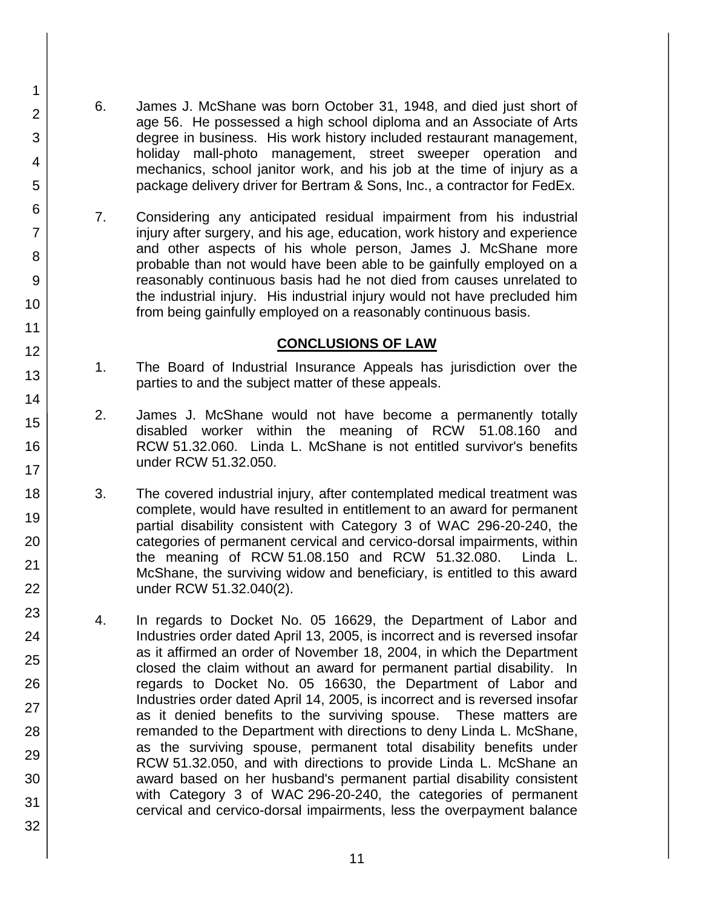6. James J. McShane was born October 31, 1948, and died just short of age 56. He possessed a high school diploma and an Associate of Arts degree in business. His work history included restaurant management, holiday mall-photo management, street sweeper operation and mechanics, school janitor work, and his job at the time of injury as a package delivery driver for Bertram & Sons, Inc., a contractor for FedEx.

7. Considering any anticipated residual impairment from his industrial injury after surgery, and his age, education, work history and experience and other aspects of his whole person, James J. McShane more probable than not would have been able to be gainfully employed on a reasonably continuous basis had he not died from causes unrelated to the industrial injury. His industrial injury would not have precluded him from being gainfully employed on a reasonably continuous basis.

## CONCLUSIONS OF LAW

1. The Board of Industrial Insurance Appeals has jurisdiction over the parties to and the subject matter of these appeals.

2. James J. McShane would not have become a permanently totally disabled worker within the meaning of RCW 51.08.160 and RCW 51.32.060. Linda L. McShane is not entitled survivor's benefits under RCW 51.32.050.

3. The covered industrial injury, after contemplated medical treatment was complete, would have resulted in entitlement to an award for permanent partial disability consistent with Category 3 of WAC 296-20-240, the categories of permanent cervical and cervico-dorsal impairments, within the meaning of RCW 51.08.150 and RCW 51.32.080. Linda L. McShane, the surviving widow and beneficiary, is entitled to this award under RCW 51.32.040(2).

4. In regards to Docket No. 05 16629, the Department of Labor and Industries order dated April 13, 2005, is incorrect and is reversed insofar as it affirmed an order of November 18, 2004, in which the Department closed the claim without an award for permanent partial disability. In regards to Docket No. 05 16630, the Department of Labor and Industries order dated April 14, 2005, is incorrect and is reversed insofar as it denied benefits to the surviving spouse. These matters are remanded to the Department with directions to deny Linda L. McShane, as the surviving spouse, permanent total disability benefits under RCW 51.32.050, and with directions to provide Linda L. McShane an award based on her husband's permanent partial disability consistent with Category 3 of WAC 296-20-240, the categories of permanent cervical and cervico-dorsal impairments, less the overpayment balance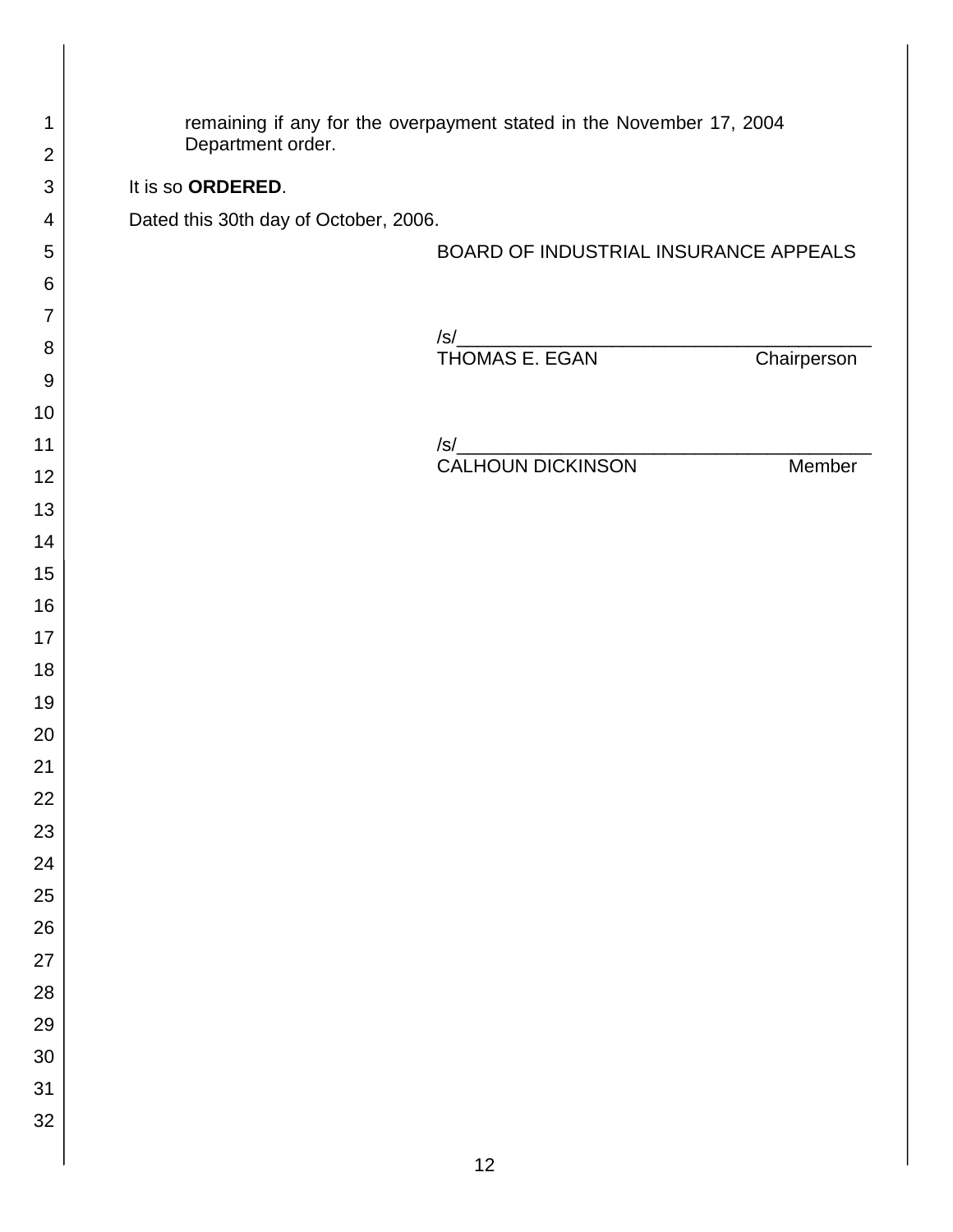remaining if any for the overpayment stated in the November 17, 2004 Department order.

It is so **ORDERED**.

Dated this 30th day of October, 2006.

BOARD OF INDUSTRIAL INSURANCE APPEALS

/s/_________________________________________
THOMAS E. EGAN Chairperson

/s/_________________________________________
CALHOUN DICKINSON Member